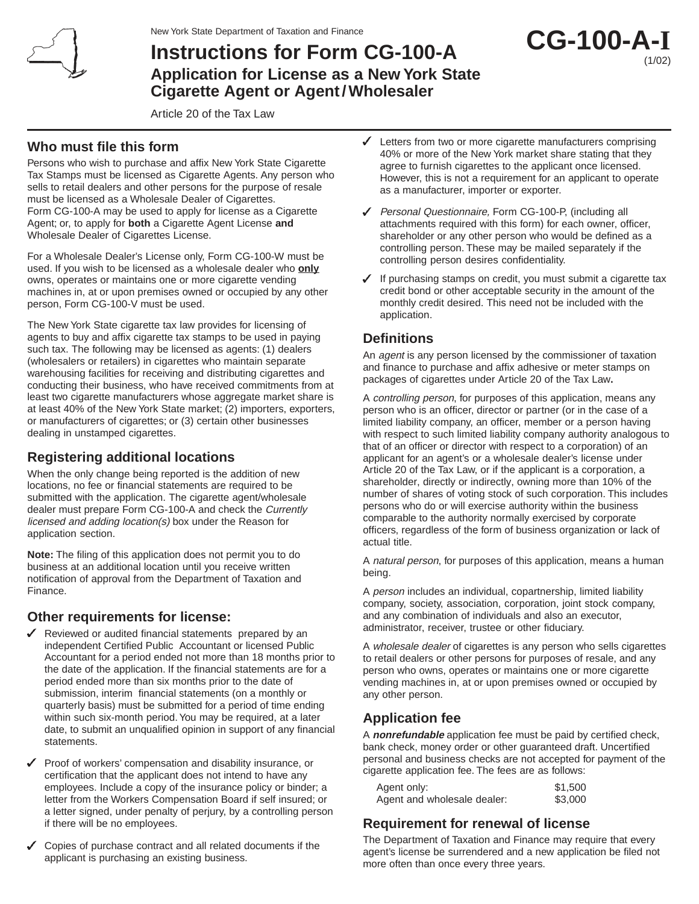New York State Department of Taxation and Finance

# Instructions for Form CG-100-A

## Application for License as a New York State Cigarette Agent or Agent / Wholesaler

Article 20 of the Tax Law

**CG-100-A-I**
(1/02)

## Who must file this form

Persons who wish to purchase and affix New York State Cigarette Tax Stamps must be licensed as Cigarette Agents. Any person who sells to retail dealers and other persons for the purpose of resale must be licensed as a Wholesale Dealer of Cigarettes. Form CG-100-A may be used to apply for license as a Cigarette Agent; or, to apply for **both** a Cigarette Agent License **and** Wholesale Dealer of Cigarettes License.

For a Wholesale Dealer's License only, Form CG-100-W must be used. If you wish to be licensed as a wholesale dealer who **only** owns, operates or maintains one or more cigarette vending machines in, at or upon premises owned or occupied by any other person, Form CG-100-V must be used.

The New York State cigarette tax law provides for licensing of agents to buy and affix cigarette tax stamps to be used in paying such tax. The following may be licensed as agents: (1) dealers (wholesalers or retailers) in cigarettes who maintain separate warehousing facilities for receiving and distributing cigarettes and conducting their business, who have received commitments from at least two cigarette manufacturers whose aggregate market share is at least 40% of the New York State market; (2) importers, exporters, or manufacturers of cigarettes; or (3) certain other businesses dealing in unstamped cigarettes.

## Registering additional locations

When the only change being reported is the addition of new locations, no fee or financial statements are required to be submitted with the application. The cigarette agent/wholesale dealer must prepare Form CG-100-A and check the *Currently licensed and adding location(s)* box under the Reason for application section.

**Note:** The filing of this application does not permit you to do business at an additional location until you receive written notification of approval from the Department of Taxation and Finance.

## Other requirements for license:

- ✓ Reviewed or audited financial statements prepared by an independent Certified Public Accountant or licensed Public Accountant for a period ended not more than 18 months prior to the date of the application. If the financial statements are for a period ended more than six months prior to the date of submission, interim financial statements (on a monthly or quarterly basis) must be submitted for a period of time ending within such six-month period. You may be required, at a later date, to submit an unqualified opinion in support of any financial statements.
- ✓ Proof of workers' compensation and disability insurance, or certification that the applicant does not intend to have any employees. Include a copy of the insurance policy or binder; a letter from the Workers Compensation Board if self insured; or a letter signed, under penalty of perjury, by a controlling person if there will be no employees.
- ✓ Copies of purchase contract and all related documents if the applicant is purchasing an existing business.
- ✓ Letters from two or more cigarette manufacturers comprising 40% or more of the New York market share stating that they agree to furnish cigarettes to the applicant once licensed. However, this is not a requirement for an applicant to operate as a manufacturer, importer or exporter.
- ✓ *Personal Questionnaire,* Form CG-100-P, (including all attachments required with this form) for each owner, officer, shareholder or any other person who would be defined as a controlling person. These may be mailed separately if the controlling person desires confidentiality.
- ✓ If purchasing stamps on credit, you must submit a cigarette tax credit bond or other acceptable security in the amount of the monthly credit desired. This need not be included with the application.

## Definitions

An *agent* is any person licensed by the commissioner of taxation and finance to purchase and affix adhesive or meter stamps on packages of cigarettes under Article 20 of the Tax Law**.**

A *controlling person*, for purposes of this application, means any person who is an officer, director or partner (or in the case of a limited liability company, an officer, member or a person having with respect to such limited liability company authority analogous to that of an officer or director with respect to a corporation) of an applicant for an agent's or a wholesale dealer's license under Article 20 of the Tax Law, or if the applicant is a corporation, a shareholder, directly or indirectly, owning more than 10% of the number of shares of voting stock of such corporation. This includes persons who do or will exercise authority within the business comparable to the authority normally exercised by corporate officers, regardless of the form of business organization or lack of actual title.

A *natural person*, for purposes of this application, means a human being.

A *person* includes an individual, copartnership, limited liability company, society, association, corporation, joint stock company, and any combination of individuals and also an executor, administrator, receiver, trustee or other fiduciary.

A *wholesale dealer* of cigarettes is any person who sells cigarettes to retail dealers or other persons for purposes of resale, and any person who owns, operates or maintains one or more cigarette vending machines in, at or upon premises owned or occupied by any other person.

## Application fee

A ***nonrefundable*** application fee must be paid by certified check, bank check, money order or other guaranteed draft. Uncertified personal and business checks are not accepted for payment of the cigarette application fee. The fees are as follows:

| | |
|---|---|
| Agent only: | $1,500 |
| Agent and wholesale dealer: | $3,000 |

## Requirement for renewal of license

The Department of Taxation and Finance may require that every agent's license be surrendered and a new application be filed not more often than once every three years.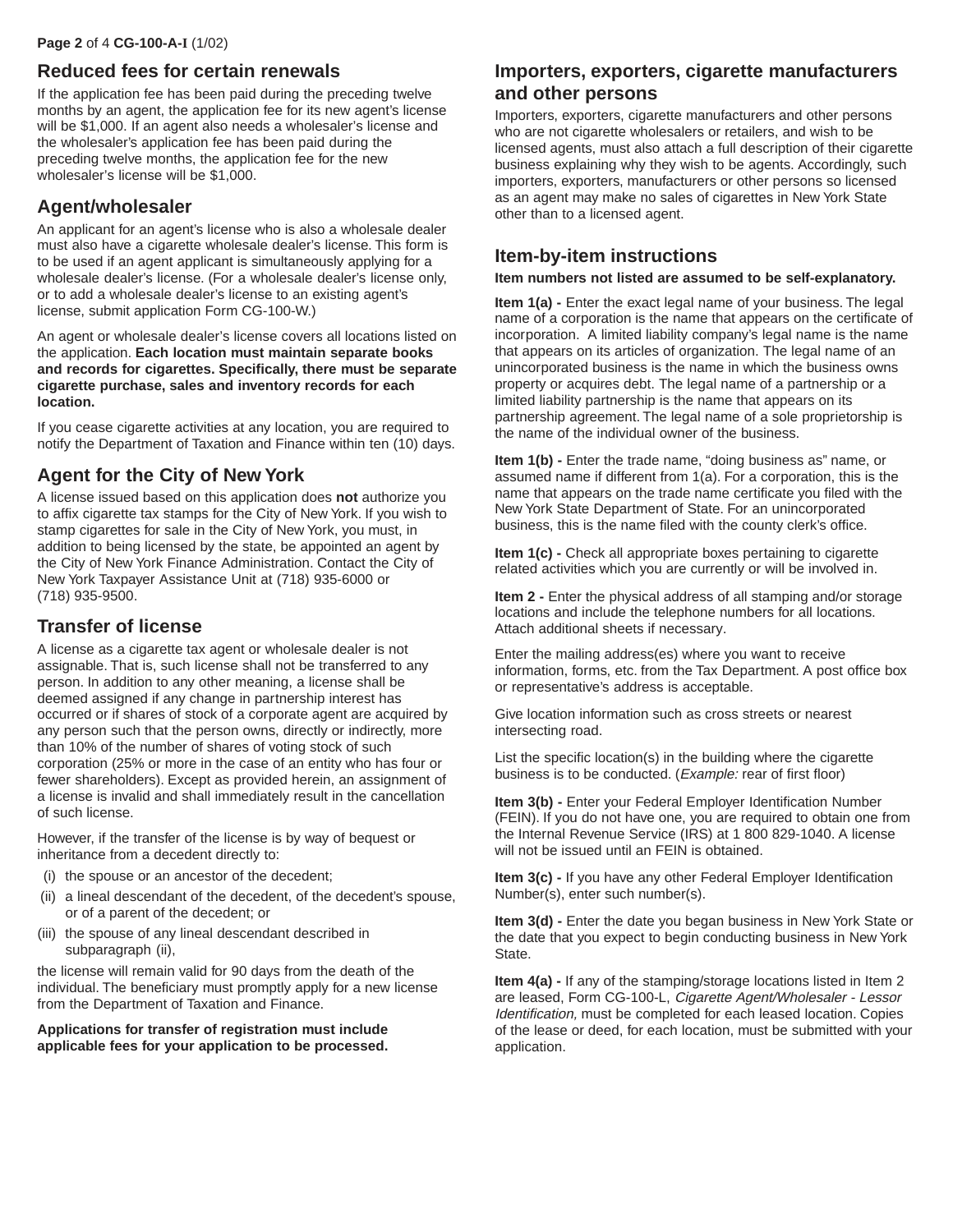## Reduced fees for certain renewals

If the application fee has been paid during the preceding twelve months by an agent, the application fee for its new agent's license will be $1,000. If an agent also needs a wholesaler's license and the wholesaler's application fee has been paid during the preceding twelve months, the application fee for the new wholesaler's license will be $1,000.

## Agent/wholesaler

An applicant for an agent's license who is also a wholesale dealer must also have a cigarette wholesale dealer's license. This form is to be used if an agent applicant is simultaneously applying for a wholesale dealer's license. (For a wholesale dealer's license only, or to add a wholesale dealer's license to an existing agent's license, submit application Form CG-100-W.)

An agent or wholesale dealer's license covers all locations listed on the application. **Each location must maintain separate books and records for cigarettes. Specifically, there must be separate cigarette purchase, sales and inventory records for each location.**

If you cease cigarette activities at any location, you are required to notify the Department of Taxation and Finance within ten (10) days.

## Agent for the City of New York

A license issued based on this application does **not** authorize you to affix cigarette tax stamps for the City of New York. If you wish to stamp cigarettes for sale in the City of New York, you must, in addition to being licensed by the state, be appointed an agent by the City of New York Finance Administration. Contact the City of New York Taxpayer Assistance Unit at (718) 935-6000 or (718) 935-9500.

## Transfer of license

A license as a cigarette tax agent or wholesale dealer is not assignable. That is, such license shall not be transferred to any person. In addition to any other meaning, a license shall be deemed assigned if any change in partnership interest has occurred or if shares of stock of a corporate agent are acquired by any person such that the person owns, directly or indirectly, more than 10% of the number of shares of voting stock of such corporation (25% or more in the case of an entity who has four or fewer shareholders). Except as provided herein, an assignment of a license is invalid and shall immediately result in the cancellation of such license.

However, if the transfer of the license is by way of bequest or inheritance from a decedent directly to:

(i) the spouse or an ancestor of the decedent;
(ii) a lineal descendant of the decedent, of the decedent's spouse, or of a parent of the decedent; or
(iii) the spouse of any lineal descendant described in subparagraph (ii),

the license will remain valid for 90 days from the death of the individual. The beneficiary must promptly apply for a new license from the Department of Taxation and Finance.

**Applications for transfer of registration must include applicable fees for your application to be processed.**

## Importers, exporters, cigarette manufacturers and other persons

Importers, exporters, cigarette manufacturers and other persons who are not cigarette wholesalers or retailers, and wish to be licensed agents, must also attach a full description of their cigarette business explaining why they wish to be agents. Accordingly, such importers, exporters, manufacturers or other persons so licensed as an agent may make no sales of cigarettes in New York State other than to a licensed agent.

## Item-by-item instructions

**Item numbers not listed are assumed to be self-explanatory.**

**Item 1(a) -** Enter the exact legal name of your business. The legal name of a corporation is the name that appears on the certificate of incorporation. A limited liability company's legal name is the name that appears on its articles of organization. The legal name of an unincorporated business is the name in which the business owns property or acquires debt. The legal name of a partnership or a limited liability partnership is the name that appears on its partnership agreement. The legal name of a sole proprietorship is the name of the individual owner of the business.

**Item 1(b) -** Enter the trade name, "doing business as" name, or assumed name if different from 1(a). For a corporation, this is the name that appears on the trade name certificate you filed with the New York State Department of State. For an unincorporated business, this is the name filed with the county clerk's office.

**Item 1(c) -** Check all appropriate boxes pertaining to cigarette related activities which you are currently or will be involved in.

**Item 2 -** Enter the physical address of all stamping and/or storage locations and include the telephone numbers for all locations. Attach additional sheets if necessary.

Enter the mailing address(es) where you want to receive information, forms, etc. from the Tax Department. A post office box or representative's address is acceptable.

Give location information such as cross streets or nearest intersecting road.

List the specific location(s) in the building where the cigarette business is to be conducted. (*Example:* rear of first floor)

**Item 3(b) -** Enter your Federal Employer Identification Number (FEIN). If you do not have one, you are required to obtain one from the Internal Revenue Service (IRS) at 1 800 829-1040. A license will not be issued until an FEIN is obtained.

**Item 3(c) -** If you have any other Federal Employer Identification Number(s), enter such number(s).

**Item 3(d) -** Enter the date you began business in New York State or the date that you expect to begin conducting business in New York State.

**Item 4(a) -** If any of the stamping/storage locations listed in Item 2 are leased, Form CG-100-L, *Cigarette Agent/Wholesaler - Lessor Identification,* must be completed for each leased location. Copies of the lease or deed, for each location, must be submitted with your application.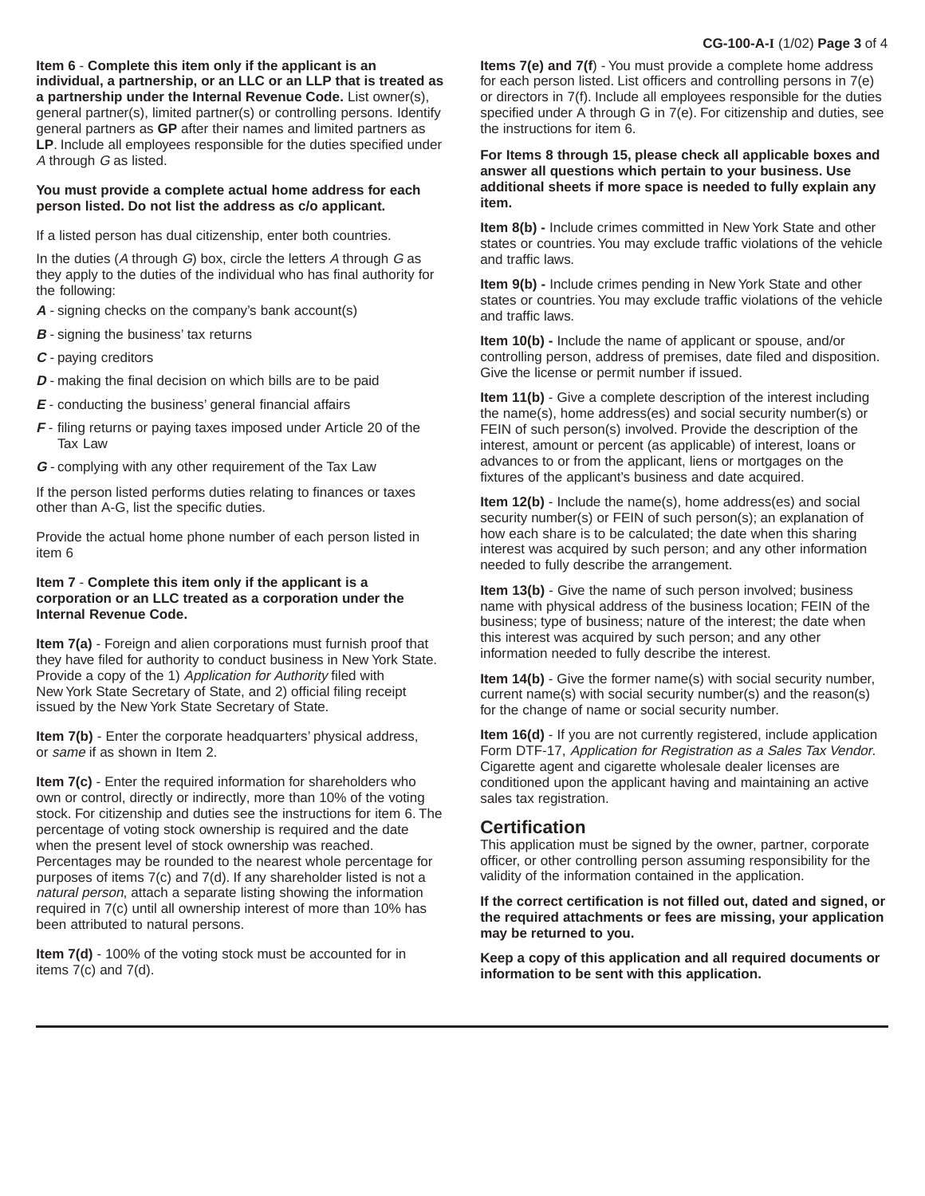**Item 6** - **Complete this item only if the applicant is an individual, a partnership, or an LLC or an LLP that is treated as a partnership under the Internal Revenue Code.** List owner(s), general partner(s), limited partner(s) or controlling persons. Identify general partners as **GP** after their names and limited partners as **LP**. Include all employees responsible for the duties specified under *A* through *G* as listed.

**You must provide a complete actual home address for each person listed. Do not list the address as c/o applicant.**

If a listed person has dual citizenship, enter both countries.

In the duties (*A* through *G*) box, circle the letters *A* through *G* as they apply to the duties of the individual who has final authority for the following:

- ***A*** - signing checks on the company's bank account(s)
- ***B*** - signing the business' tax returns
- ***C*** - paying creditors
- ***D*** - making the final decision on which bills are to be paid
- ***E*** - conducting the business' general financial affairs
- ***F*** - filing returns or paying taxes imposed under Article 20 of the Tax Law
- ***G*** - complying with any other requirement of the Tax Law

If the person listed performs duties relating to finances or taxes other than A-G, list the specific duties.

Provide the actual home phone number of each person listed in item 6

**Item 7** - **Complete this item only if the applicant is a corporation or an LLC treated as a corporation under the Internal Revenue Code.**

**Item 7(a)** - Foreign and alien corporations must furnish proof that they have filed for authority to conduct business in New York State. Provide a copy of the 1) *Application for Authority* filed with New York State Secretary of State, and 2) official filing receipt issued by the New York State Secretary of State.

**Item 7(b)** - Enter the corporate headquarters' physical address, or *same* if as shown in Item 2.

**Item 7(c)** - Enter the required information for shareholders who own or control, directly or indirectly, more than 10% of the voting stock. For citizenship and duties see the instructions for item 6. The percentage of voting stock ownership is required and the date when the present level of stock ownership was reached. Percentages may be rounded to the nearest whole percentage for purposes of items 7(c) and 7(d). If any shareholder listed is not a *natural person*, attach a separate listing showing the information required in 7(c) until all ownership interest of more than 10% has been attributed to natural persons.

**Item 7(d)** - 100% of the voting stock must be accounted for in items 7(c) and 7(d).

**Items 7(e) and 7(f**) - You must provide a complete home address for each person listed. List officers and controlling persons in 7(e) or directors in 7(f). Include all employees responsible for the duties specified under A through G in 7(e). For citizenship and duties, see the instructions for item 6.

**For Items 8 through 15, please check all applicable boxes and answer all questions which pertain to your business. Use additional sheets if more space is needed to fully explain any item.**

**Item 8(b) -** Include crimes committed in New York State and other states or countries. You may exclude traffic violations of the vehicle and traffic laws.

**Item 9(b) -** Include crimes pending in New York State and other states or countries. You may exclude traffic violations of the vehicle and traffic laws.

**Item 10(b) -** Include the name of applicant or spouse, and/or controlling person, address of premises, date filed and disposition. Give the license or permit number if issued.

**Item 11(b)** - Give a complete description of the interest including the name(s), home address(es) and social security number(s) or FEIN of such person(s) involved. Provide the description of the interest, amount or percent (as applicable) of interest, loans or advances to or from the applicant, liens or mortgages on the fixtures of the applicant's business and date acquired.

**Item 12(b)** - Include the name(s), home address(es) and social security number(s) or FEIN of such person(s); an explanation of how each share is to be calculated; the date when this sharing interest was acquired by such person; and any other information needed to fully describe the arrangement.

**Item 13(b)** - Give the name of such person involved; business name with physical address of the business location; FEIN of the business; type of business; nature of the interest; the date when this interest was acquired by such person; and any other information needed to fully describe the interest.

**Item 14(b)** - Give the former name(s) with social security number, current name(s) with social security number(s) and the reason(s) for the change of name or social security number.

**Item 16(d)** - If you are not currently registered, include application Form DTF-17, *Application for Registration as a Sales Tax Vendor.* Cigarette agent and cigarette wholesale dealer licenses are conditioned upon the applicant having and maintaining an active sales tax registration.

## Certification

This application must be signed by the owner, partner, corporate officer, or other controlling person assuming responsibility for the validity of the information contained in the application.

**If the correct certification is not filled out, dated and signed, or the required attachments or fees are missing, your application may be returned to you.**

**Keep a copy of this application and all required documents or information to be sent with this application.**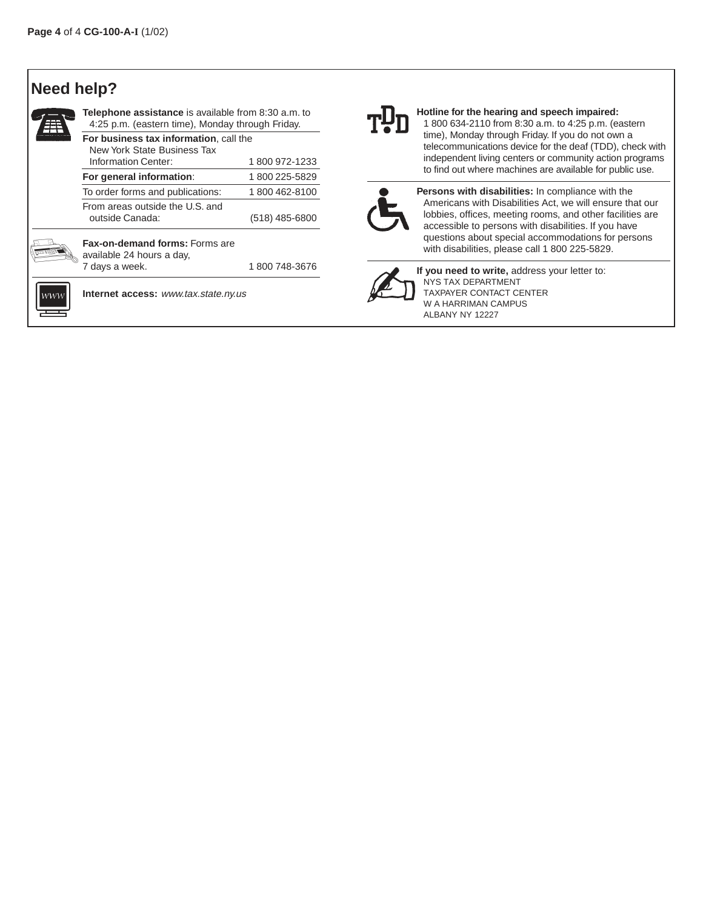## Need help?

**Telephone assistance** is available from 8:30 a.m. to 4:25 p.m. (eastern time), Monday through Friday.

| | |
|---|---|
| **For business tax information**, call the New York State Business Tax Information Center: | 1 800 972-1233 |
| **For general information**: | 1 800 225-5829 |
| To order forms and publications: | 1 800 462-8100 |
| From areas outside the U.S. and outside Canada: | (518) 485-6800 |

**Fax-on-demand forms:** Forms are available 24 hours a day, 7 days a week. 1 800 748-3676

**Internet access:** *www.tax.state.ny.us*

**Hotline for the hearing and speech impaired:** 1 800 634-2110 from 8:30 a.m. to 4:25 p.m. (eastern time), Monday through Friday. If you do not own a telecommunications device for the deaf (TDD), check with independent living centers or community action programs to find out where machines are available for public use.

**Persons with disabilities:** In compliance with the Americans with Disabilities Act, we will ensure that our lobbies, offices, meeting rooms, and other facilities are accessible to persons with disabilities. If you have questions about special accommodations for persons with disabilities, please call 1 800 225-5829.

**If you need to write,** address your letter to:

NYS TAX DEPARTMENT
TAXPAYER CONTACT CENTER
W A HARRIMAN CAMPUS
ALBANY NY 12227